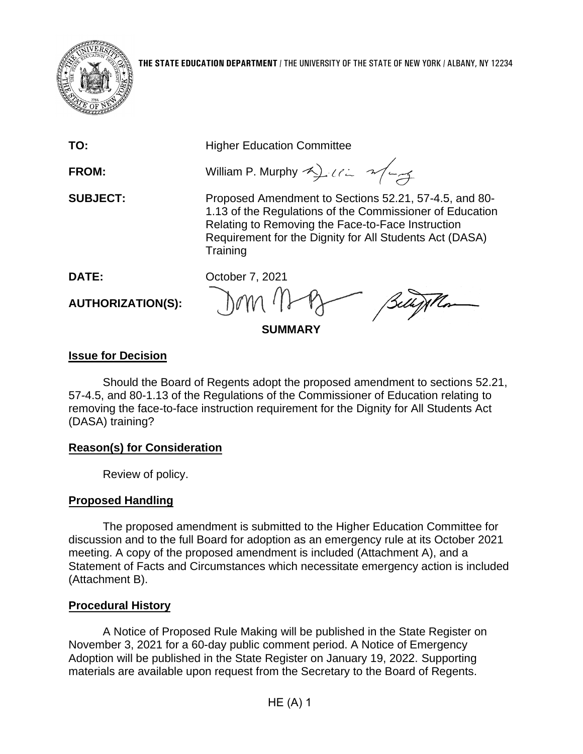**THE STATE EDUCATION DEPARTMENT** / THE UNIVERSITY OF THE STATE OF NEW YORK / ALBANY, NY 12234

**TO:** Higher Education Committee

**FROM:** William P. Murphy

**SUBJECT:** Proposed Amendment to Sections 52.21, 57-4.5, and 80-1.13 of the Regulations of the Commissioner of Education Relating to Removing the Face-to-Face Instruction Requirement for the Dignity for All Students Act (DASA) Training

**DATE:** October 7, 2021

**AUTHORIZATION(S):**

**SUMMARY**

## Issue for Decision

Should the Board of Regents adopt the proposed amendment to sections 52.21, 57-4.5, and 80-1.13 of the Regulations of the Commissioner of Education relating to removing the face-to-face instruction requirement for the Dignity for All Students Act (DASA) training?

## Reason(s) for Consideration

Review of policy.

## Proposed Handling

The proposed amendment is submitted to the Higher Education Committee for discussion and to the full Board for adoption as an emergency rule at its October 2021 meeting. A copy of the proposed amendment is included (Attachment A), and a Statement of Facts and Circumstances which necessitate emergency action is included (Attachment B).

## Procedural History

A Notice of Proposed Rule Making will be published in the State Register on November 3, 2021 for a 60-day public comment period. A Notice of Emergency Adoption will be published in the State Register on January 19, 2022. Supporting materials are available upon request from the Secretary to the Board of Regents.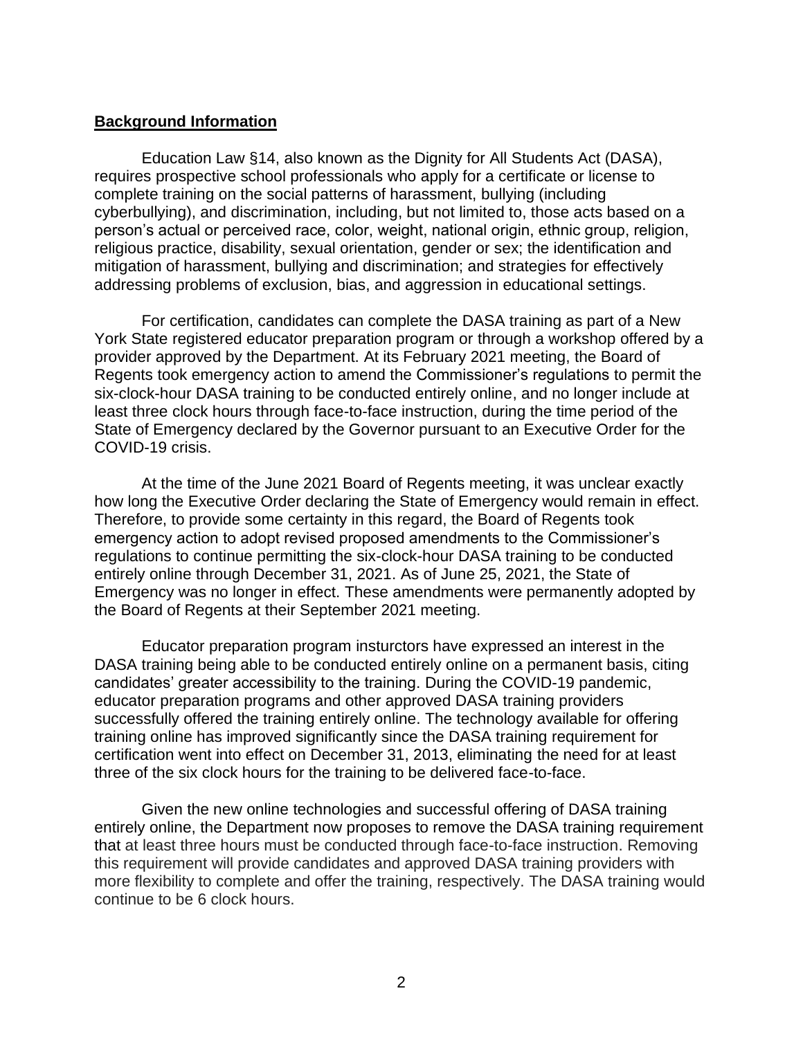**Background Information**

Education Law §14, also known as the Dignity for All Students Act (DASA), requires prospective school professionals who apply for a certificate or license to complete training on the social patterns of harassment, bullying (including cyberbullying), and discrimination, including, but not limited to, those acts based on a person's actual or perceived race, color, weight, national origin, ethnic group, religion, religious practice, disability, sexual orientation, gender or sex; the identification and mitigation of harassment, bullying and discrimination; and strategies for effectively addressing problems of exclusion, bias, and aggression in educational settings.

For certification, candidates can complete the DASA training as part of a New York State registered educator preparation program or through a workshop offered by a provider approved by the Department. At its February 2021 meeting, the Board of Regents took emergency action to amend the Commissioner's regulations to permit the six-clock-hour DASA training to be conducted entirely online, and no longer include at least three clock hours through face-to-face instruction, during the time period of the State of Emergency declared by the Governor pursuant to an Executive Order for the COVID-19 crisis.

At the time of the June 2021 Board of Regents meeting, it was unclear exactly how long the Executive Order declaring the State of Emergency would remain in effect. Therefore, to provide some certainty in this regard, the Board of Regents took emergency action to adopt revised proposed amendments to the Commissioner's regulations to continue permitting the six-clock-hour DASA training to be conducted entirely online through December 31, 2021. As of June 25, 2021, the State of Emergency was no longer in effect. These amendments were permanently adopted by the Board of Regents at their September 2021 meeting.

Educator preparation program insturctors have expressed an interest in the DASA training being able to be conducted entirely online on a permanent basis, citing candidates' greater accessibility to the training. During the COVID-19 pandemic, educator preparation programs and other approved DASA training providers successfully offered the training entirely online. The technology available for offering training online has improved significantly since the DASA training requirement for certification went into effect on December 31, 2013, eliminating the need for at least three of the six clock hours for the training to be delivered face-to-face.

Given the new online technologies and successful offering of DASA training entirely online, the Department now proposes to remove the DASA training requirement that at least three hours must be conducted through face-to-face instruction. Removing this requirement will provide candidates and approved DASA training providers with more flexibility to complete and offer the training, respectively. The DASA training would continue to be 6 clock hours.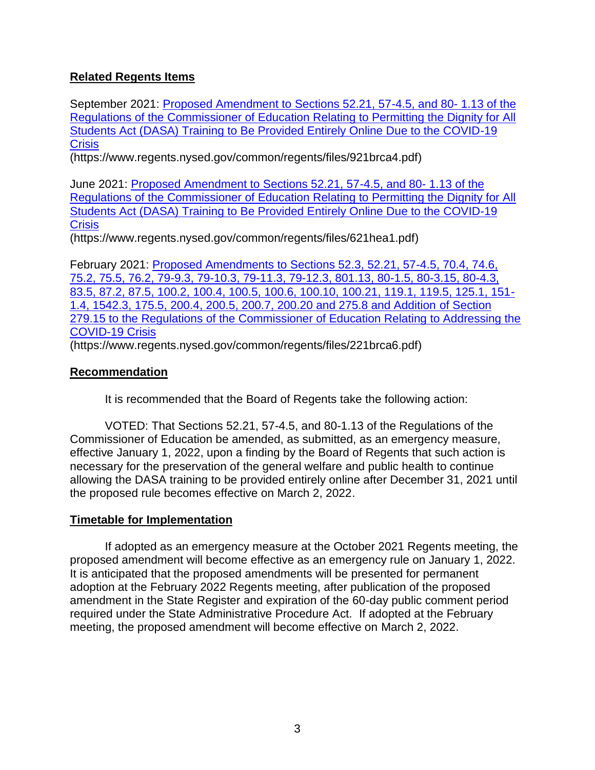## Related Regents Items

September 2021: [Proposed Amendment to Sections 52.21, 57-4.5, and 80- 1.13 of the Regulations of the Commissioner of Education Relating to Permitting the Dignity for All Students Act (DASA) Training to Be Provided Entirely Online Due to the COVID-19 Crisis](https://www.regents.nysed.gov/common/regents/files/921brca4.pdf)
(https://www.regents.nysed.gov/common/regents/files/921brca4.pdf)

June 2021: [Proposed Amendment to Sections 52.21, 57-4.5, and 80- 1.13 of the Regulations of the Commissioner of Education Relating to Permitting the Dignity for All Students Act (DASA) Training to Be Provided Entirely Online Due to the COVID-19 Crisis](https://www.regents.nysed.gov/common/regents/files/621hea1.pdf)
(https://www.regents.nysed.gov/common/regents/files/621hea1.pdf)

February 2021: [Proposed Amendments to Sections 52.3, 52.21, 57-4.5, 70.4, 74.6, 75.2, 75.5, 76.2, 79-9.3, 79-10.3, 79-11.3, 79-12.3, 801.13, 80-1.5, 80-3.15, 80-4.3, 83.5, 87.2, 87.5, 100.2, 100.4, 100.5, 100.6, 100.10, 100.21, 119.1, 119.5, 125.1, 151-1.4, 1542.3, 175.5, 200.4, 200.5, 200.7, 200.20 and 275.8 and Addition of Section 279.15 to the Regulations of the Commissioner of Education Relating to Addressing the COVID-19 Crisis](https://www.regents.nysed.gov/common/regents/files/221brca6.pdf)
(https://www.regents.nysed.gov/common/regents/files/221brca6.pdf)

## Recommendation

It is recommended that the Board of Regents take the following action:

VOTED: That Sections 52.21, 57-4.5, and 80-1.13 of the Regulations of the Commissioner of Education be amended, as submitted, as an emergency measure, effective January 1, 2022, upon a finding by the Board of Regents that such action is necessary for the preservation of the general welfare and public health to continue allowing the DASA training to be provided entirely online after December 31, 2021 until the proposed rule becomes effective on March 2, 2022.

## Timetable for Implementation

If adopted as an emergency measure at the October 2021 Regents meeting, the proposed amendment will become effective as an emergency rule on January 1, 2022. It is anticipated that the proposed amendments will be presented for permanent adoption at the February 2022 Regents meeting, after publication of the proposed amendment in the State Register and expiration of the 60-day public comment period required under the State Administrative Procedure Act. If adopted at the February meeting, the proposed amendment will become effective on March 2, 2022.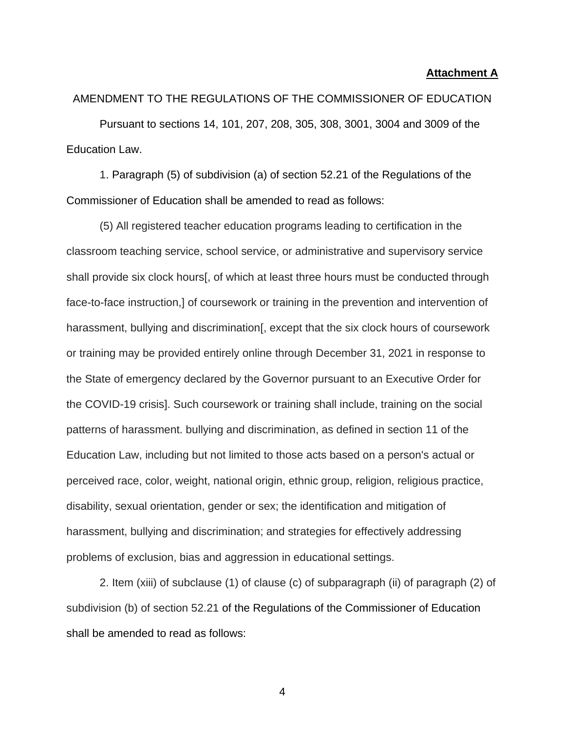**Attachment A**

AMENDMENT TO THE REGULATIONS OF THE COMMISSIONER OF EDUCATION

Pursuant to sections 14, 101, 207, 208, 305, 308, 3001, 3004 and 3009 of the Education Law.

1. Paragraph (5) of subdivision (a) of section 52.21 of the Regulations of the Commissioner of Education shall be amended to read as follows:

(5) All registered teacher education programs leading to certification in the classroom teaching service, school service, or administrative and supervisory service shall provide six clock hours[, of which at least three hours must be conducted through face-to-face instruction,] of coursework or training in the prevention and intervention of harassment, bullying and discrimination[, except that the six clock hours of coursework or training may be provided entirely online through December 31, 2021 in response to the State of emergency declared by the Governor pursuant to an Executive Order for the COVID-19 crisis]. Such coursework or training shall include, training on the social patterns of harassment. bullying and discrimination, as defined in section 11 of the Education Law, including but not limited to those acts based on a person's actual or perceived race, color, weight, national origin, ethnic group, religion, religious practice, disability, sexual orientation, gender or sex; the identification and mitigation of harassment, bullying and discrimination; and strategies for effectively addressing problems of exclusion, bias and aggression in educational settings.

2. Item (xiii) of subclause (1) of clause (c) of subparagraph (ii) of paragraph (2) of subdivision (b) of section 52.21 of the Regulations of the Commissioner of Education shall be amended to read as follows: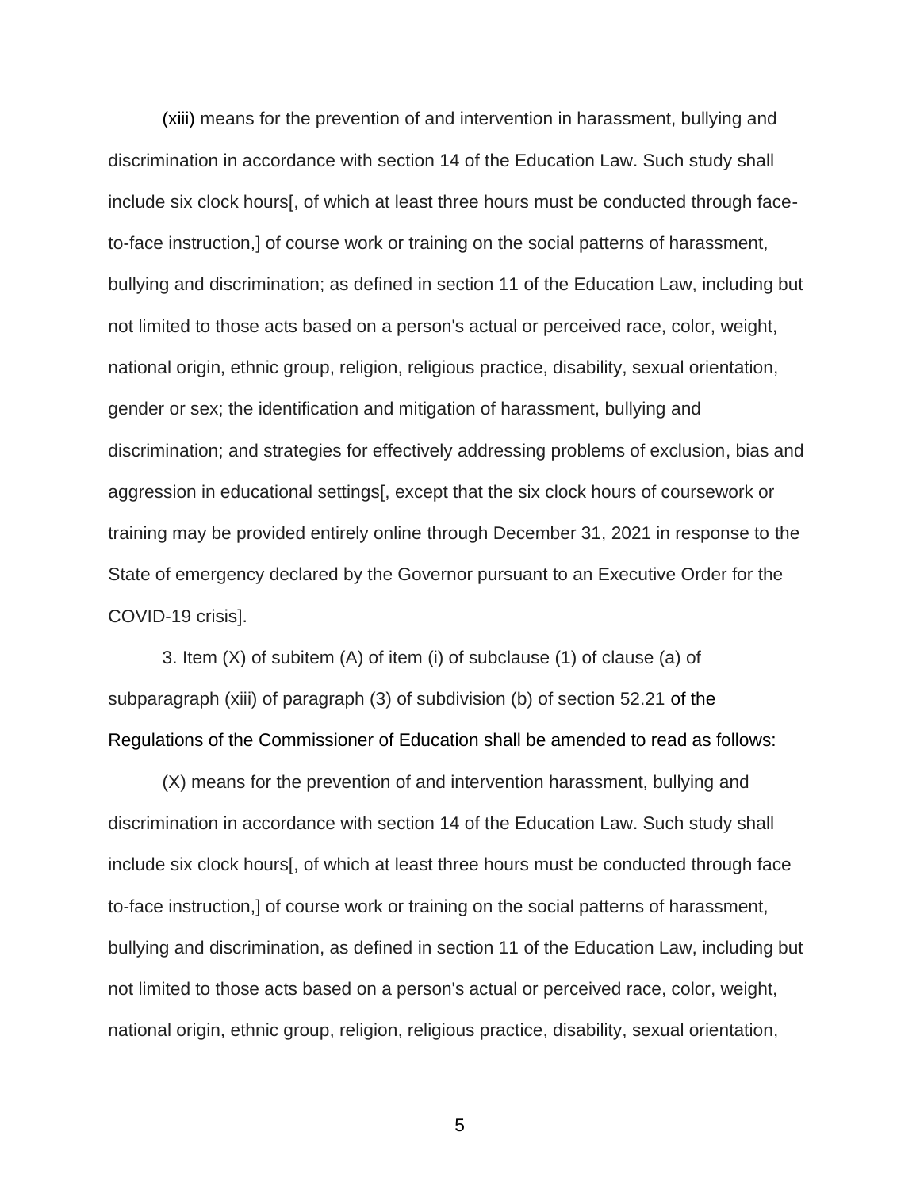(xiii) means for the prevention of and intervention in harassment, bullying and discrimination in accordance with section 14 of the Education Law. Such study shall include six clock hours[, of which at least three hours must be conducted through face-to-face instruction,] of course work or training on the social patterns of harassment, bullying and discrimination; as defined in section 11 of the Education Law, including but not limited to those acts based on a person's actual or perceived race, color, weight, national origin, ethnic group, religion, religious practice, disability, sexual orientation, gender or sex; the identification and mitigation of harassment, bullying and discrimination; and strategies for effectively addressing problems of exclusion, bias and aggression in educational settings[, except that the six clock hours of coursework or training may be provided entirely online through December 31, 2021 in response to the State of emergency declared by the Governor pursuant to an Executive Order for the COVID-19 crisis].

3. Item (X) of subitem (A) of item (i) of subclause (1) of clause (a) of subparagraph (xiii) of paragraph (3) of subdivision (b) of section 52.21 of the Regulations of the Commissioner of Education shall be amended to read as follows:

(X) means for the prevention of and intervention harassment, bullying and discrimination in accordance with section 14 of the Education Law. Such study shall include six clock hours[, of which at least three hours must be conducted through face to-face instruction,] of course work or training on the social patterns of harassment, bullying and discrimination, as defined in section 11 of the Education Law, including but not limited to those acts based on a person's actual or perceived race, color, weight, national origin, ethnic group, religion, religious practice, disability, sexual orientation,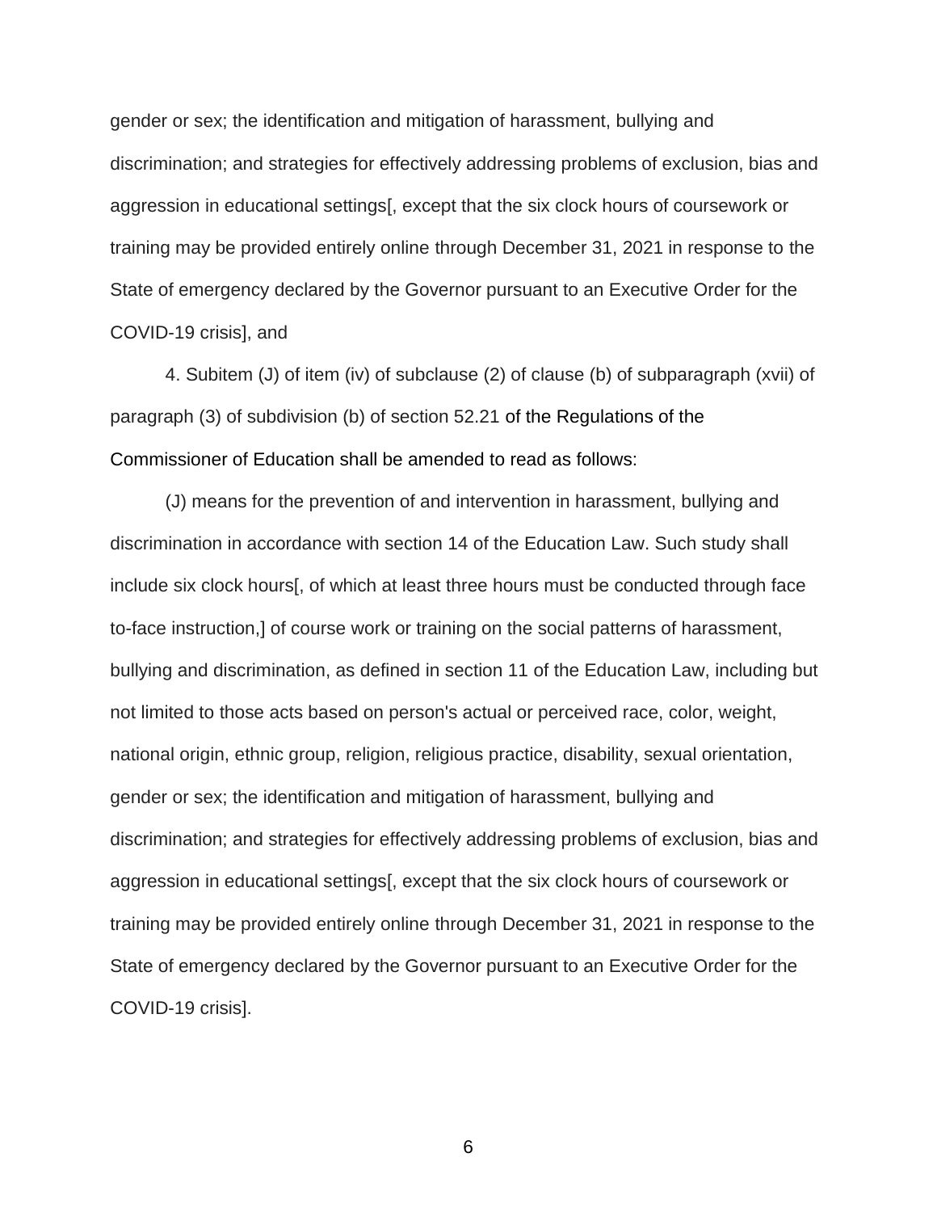gender or sex; the identification and mitigation of harassment, bullying and discrimination; and strategies for effectively addressing problems of exclusion, bias and aggression in educational settings[, except that the six clock hours of coursework or training may be provided entirely online through December 31, 2021 in response to the State of emergency declared by the Governor pursuant to an Executive Order for the COVID-19 crisis], and

4. Subitem (J) of item (iv) of subclause (2) of clause (b) of subparagraph (xvii) of paragraph (3) of subdivision (b) of section 52.21 of the Regulations of the Commissioner of Education shall be amended to read as follows:

(J) means for the prevention of and intervention in harassment, bullying and discrimination in accordance with section 14 of the Education Law. Such study shall include six clock hours[, of which at least three hours must be conducted through face to-face instruction,] of course work or training on the social patterns of harassment, bullying and discrimination, as defined in section 11 of the Education Law, including but not limited to those acts based on person's actual or perceived race, color, weight, national origin, ethnic group, religion, religious practice, disability, sexual orientation, gender or sex; the identification and mitigation of harassment, bullying and discrimination; and strategies for effectively addressing problems of exclusion, bias and aggression in educational settings[, except that the six clock hours of coursework or training may be provided entirely online through December 31, 2021 in response to the State of emergency declared by the Governor pursuant to an Executive Order for the COVID-19 crisis].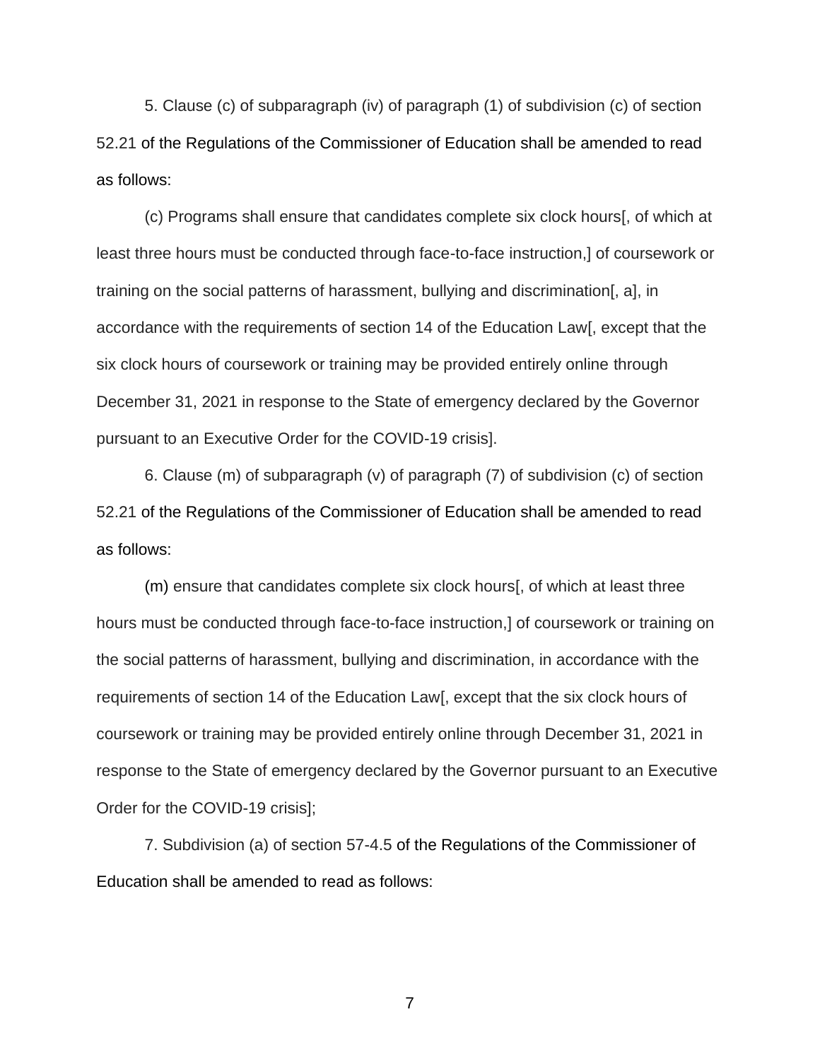5. Clause (c) of subparagraph (iv) of paragraph (1) of subdivision (c) of section 52.21 of the Regulations of the Commissioner of Education shall be amended to read as follows:

(c) Programs shall ensure that candidates complete six clock hours[, of which at least three hours must be conducted through face-to-face instruction,] of coursework or training on the social patterns of harassment, bullying and discrimination[, a], in accordance with the requirements of section 14 of the Education Law[, except that the six clock hours of coursework or training may be provided entirely online through December 31, 2021 in response to the State of emergency declared by the Governor pursuant to an Executive Order for the COVID-19 crisis].

6. Clause (m) of subparagraph (v) of paragraph (7) of subdivision (c) of section 52.21 of the Regulations of the Commissioner of Education shall be amended to read as follows:

(m) ensure that candidates complete six clock hours[, of which at least three hours must be conducted through face-to-face instruction,] of coursework or training on the social patterns of harassment, bullying and discrimination, in accordance with the requirements of section 14 of the Education Law[, except that the six clock hours of coursework or training may be provided entirely online through December 31, 2021 in response to the State of emergency declared by the Governor pursuant to an Executive Order for the COVID-19 crisis];

7. Subdivision (a) of section 57-4.5 of the Regulations of the Commissioner of Education shall be amended to read as follows: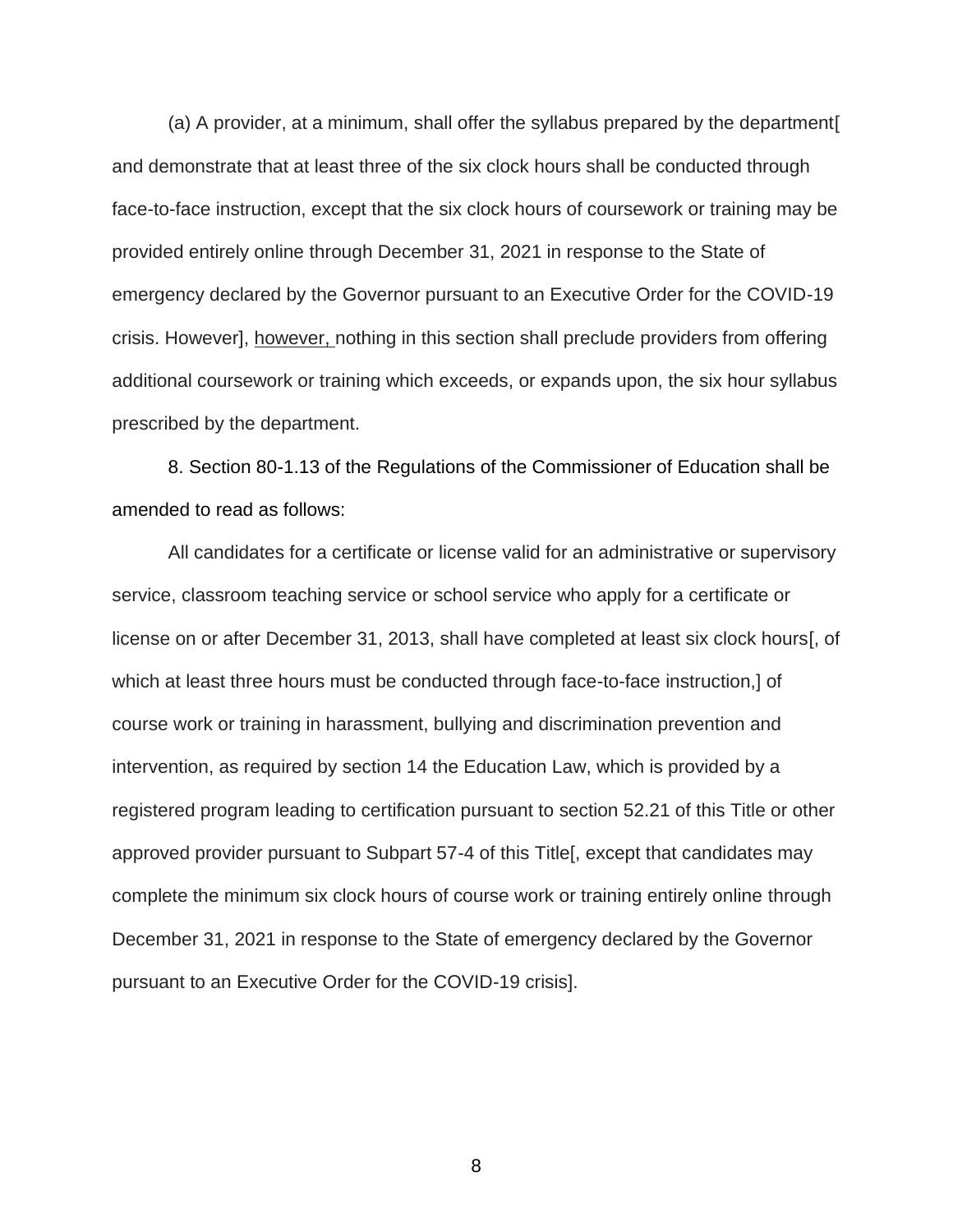(a) A provider, at a minimum, shall offer the syllabus prepared by the department[ and demonstrate that at least three of the six clock hours shall be conducted through face-to-face instruction, except that the six clock hours of coursework or training may be provided entirely online through December 31, 2021 in response to the State of emergency declared by the Governor pursuant to an Executive Order for the COVID-19 crisis. However], <u>however,</u> nothing in this section shall preclude providers from offering additional coursework or training which exceeds, or expands upon, the six hour syllabus prescribed by the department.

8. Section 80-1.13 of the Regulations of the Commissioner of Education shall be amended to read as follows:

All candidates for a certificate or license valid for an administrative or supervisory service, classroom teaching service or school service who apply for a certificate or license on or after December 31, 2013, shall have completed at least six clock hours[, of which at least three hours must be conducted through face-to-face instruction,] of course work or training in harassment, bullying and discrimination prevention and intervention, as required by section 14 the Education Law, which is provided by a registered program leading to certification pursuant to section 52.21 of this Title or other approved provider pursuant to Subpart 57-4 of this Title[, except that candidates may complete the minimum six clock hours of course work or training entirely online through December 31, 2021 in response to the State of emergency declared by the Governor pursuant to an Executive Order for the COVID-19 crisis].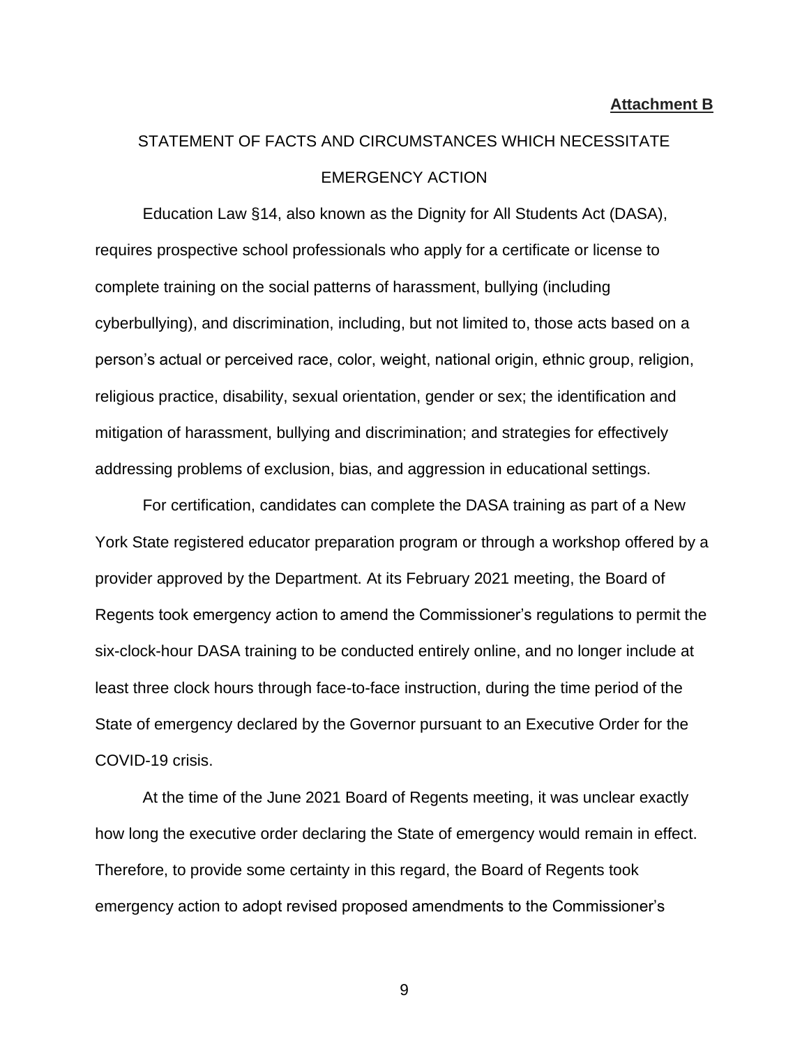**Attachment B**

## STATEMENT OF FACTS AND CIRCUMSTANCES WHICH NECESSITATE EMERGENCY ACTION

Education Law §14, also known as the Dignity for All Students Act (DASA), requires prospective school professionals who apply for a certificate or license to complete training on the social patterns of harassment, bullying (including cyberbullying), and discrimination, including, but not limited to, those acts based on a person's actual or perceived race, color, weight, national origin, ethnic group, religion, religious practice, disability, sexual orientation, gender or sex; the identification and mitigation of harassment, bullying and discrimination; and strategies for effectively addressing problems of exclusion, bias, and aggression in educational settings.

For certification, candidates can complete the DASA training as part of a New York State registered educator preparation program or through a workshop offered by a provider approved by the Department. At its February 2021 meeting, the Board of Regents took emergency action to amend the Commissioner's regulations to permit the six-clock-hour DASA training to be conducted entirely online, and no longer include at least three clock hours through face-to-face instruction, during the time period of the State of emergency declared by the Governor pursuant to an Executive Order for the COVID-19 crisis.

At the time of the June 2021 Board of Regents meeting, it was unclear exactly how long the executive order declaring the State of emergency would remain in effect. Therefore, to provide some certainty in this regard, the Board of Regents took emergency action to adopt revised proposed amendments to the Commissioner's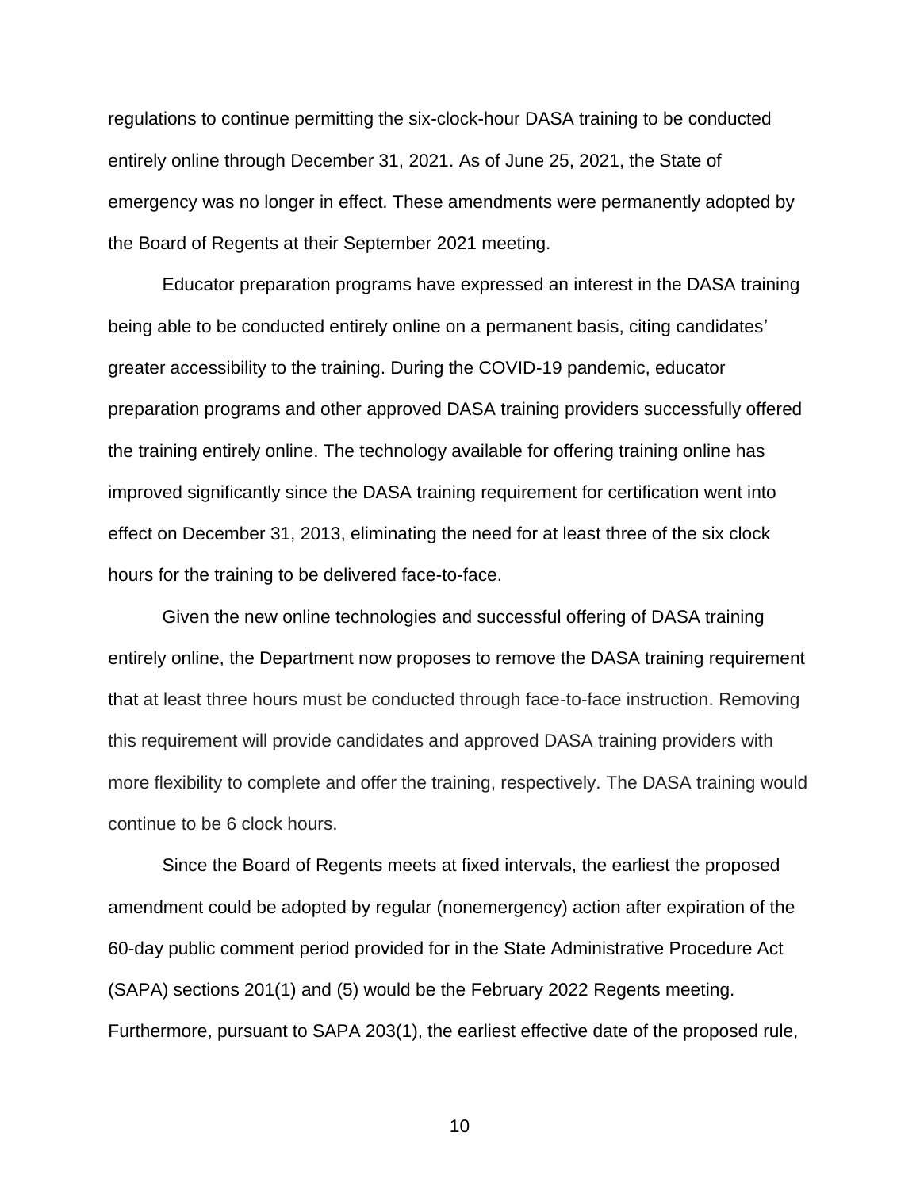regulations to continue permitting the six-clock-hour DASA training to be conducted entirely online through December 31, 2021. As of June 25, 2021, the State of emergency was no longer in effect. These amendments were permanently adopted by the Board of Regents at their September 2021 meeting.

Educator preparation programs have expressed an interest in the DASA training being able to be conducted entirely online on a permanent basis, citing candidates' greater accessibility to the training. During the COVID-19 pandemic, educator preparation programs and other approved DASA training providers successfully offered the training entirely online. The technology available for offering training online has improved significantly since the DASA training requirement for certification went into effect on December 31, 2013, eliminating the need for at least three of the six clock hours for the training to be delivered face-to-face.

Given the new online technologies and successful offering of DASA training entirely online, the Department now proposes to remove the DASA training requirement that at least three hours must be conducted through face-to-face instruction. Removing this requirement will provide candidates and approved DASA training providers with more flexibility to complete and offer the training, respectively. The DASA training would continue to be 6 clock hours.

Since the Board of Regents meets at fixed intervals, the earliest the proposed amendment could be adopted by regular (nonemergency) action after expiration of the 60-day public comment period provided for in the State Administrative Procedure Act (SAPA) sections 201(1) and (5) would be the February 2022 Regents meeting. Furthermore, pursuant to SAPA 203(1), the earliest effective date of the proposed rule,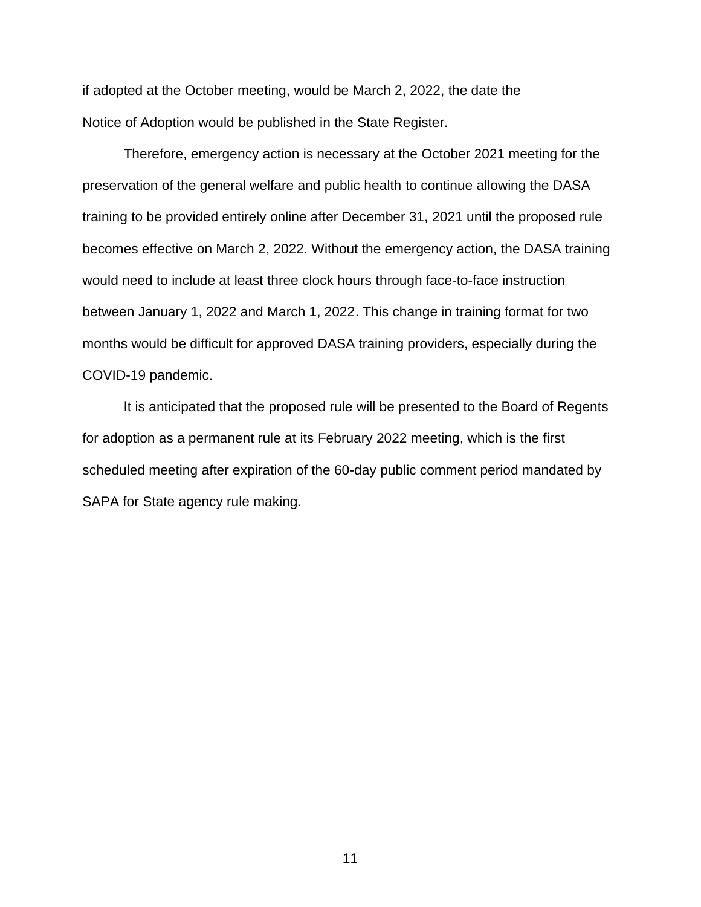if adopted at the October meeting, would be March 2, 2022, the date the Notice of Adoption would be published in the State Register.

Therefore, emergency action is necessary at the October 2021 meeting for the preservation of the general welfare and public health to continue allowing the DASA training to be provided entirely online after December 31, 2021 until the proposed rule becomes effective on March 2, 2022. Without the emergency action, the DASA training would need to include at least three clock hours through face-to-face instruction between January 1, 2022 and March 1, 2022. This change in training format for two months would be difficult for approved DASA training providers, especially during the COVID-19 pandemic.

It is anticipated that the proposed rule will be presented to the Board of Regents for adoption as a permanent rule at its February 2022 meeting, which is the first scheduled meeting after expiration of the 60-day public comment period mandated by SAPA for State agency rule making.